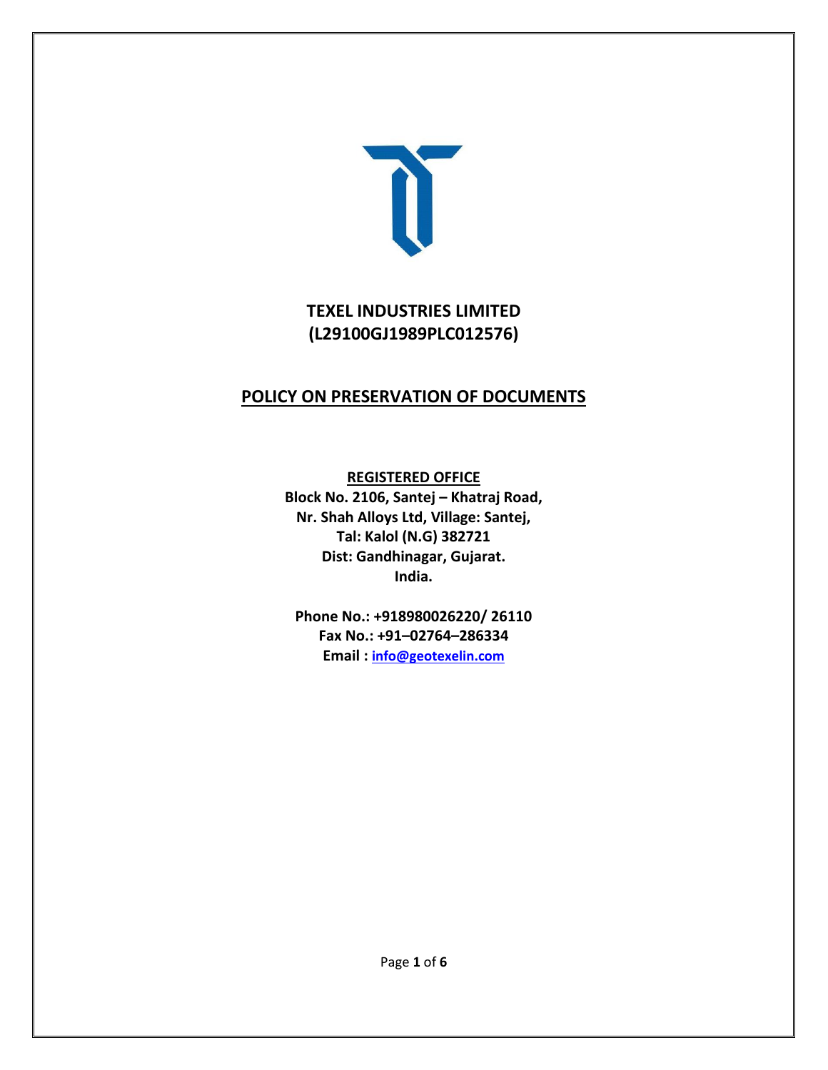# TEXEL INDUSTRIES LIMITED
# (L29100GJ1989PLC012576)

## POLICY ON PRESERVATION OF DOCUMENTS

**REGISTERED OFFICE**

**Block No. 2106, Santej – Khatraj Road,**
**Nr. Shah Alloys Ltd, Village: Santej,**
**Tal: Kalol (N.G) 382721**
**Dist: Gandhinagar, Gujarat.**
**India.**

**Phone No.: +918980026220/ 26110**
**Fax No.: +91–02764–286334**
**Email : info@geotexelin.com**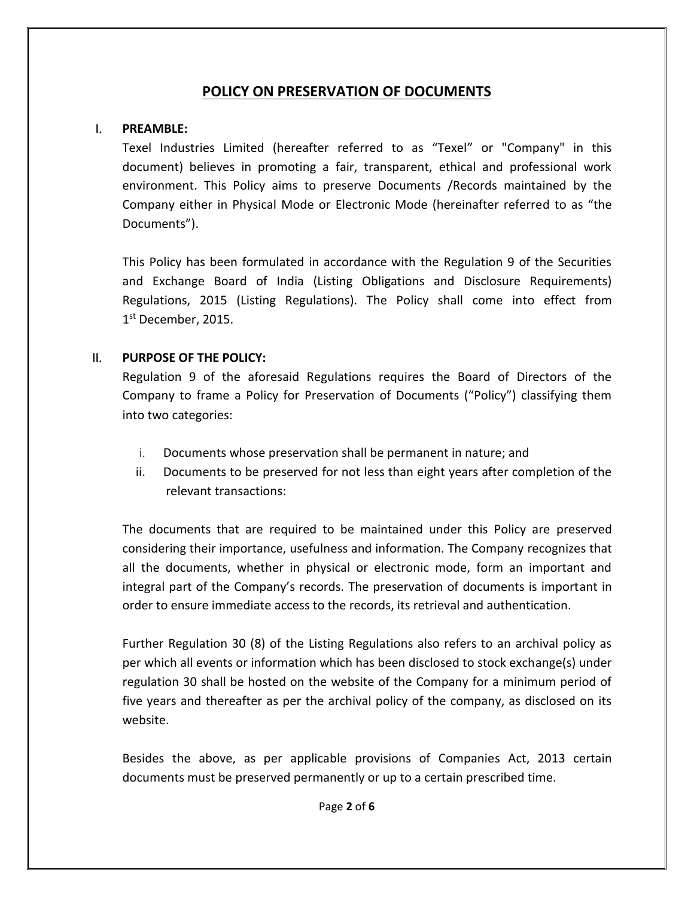# POLICY ON PRESERVATION OF DOCUMENTS

## I. PREAMBLE:

Texel Industries Limited (hereafter referred to as "Texel" or "Company" in this document) believes in promoting a fair, transparent, ethical and professional work environment. This Policy aims to preserve Documents /Records maintained by the Company either in Physical Mode or Electronic Mode (hereinafter referred to as "the Documents").

This Policy has been formulated in accordance with the Regulation 9 of the Securities and Exchange Board of India (Listing Obligations and Disclosure Requirements) Regulations, 2015 (Listing Regulations). The Policy shall come into effect from 1st December, 2015.

## II. PURPOSE OF THE POLICY:

Regulation 9 of the aforesaid Regulations requires the Board of Directors of the Company to frame a Policy for Preservation of Documents ("Policy") classifying them into two categories:

i. Documents whose preservation shall be permanent in nature; and

ii. Documents to be preserved for not less than eight years after completion of the relevant transactions:

The documents that are required to be maintained under this Policy are preserved considering their importance, usefulness and information. The Company recognizes that all the documents, whether in physical or electronic mode, form an important and integral part of the Company's records. The preservation of documents is important in order to ensure immediate access to the records, its retrieval and authentication.

Further Regulation 30 (8) of the Listing Regulations also refers to an archival policy as per which all events or information which has been disclosed to stock exchange(s) under regulation 30 shall be hosted on the website of the Company for a minimum period of five years and thereafter as per the archival policy of the company, as disclosed on its website.

Besides the above, as per applicable provisions of Companies Act, 2013 certain documents must be preserved permanently or up to a certain prescribed time.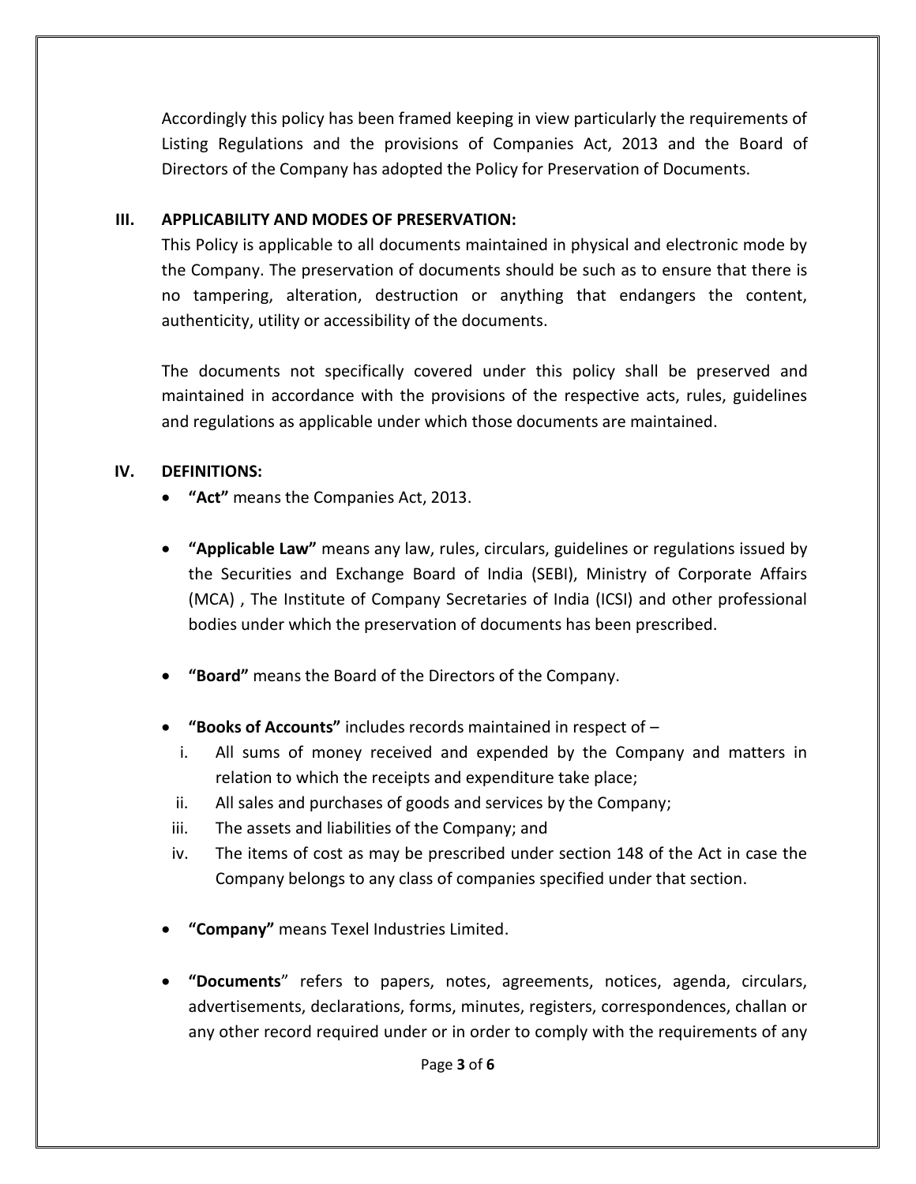Accordingly this policy has been framed keeping in view particularly the requirements of Listing Regulations and the provisions of Companies Act, 2013 and the Board of Directors of the Company has adopted the Policy for Preservation of Documents.

## III. APPLICABILITY AND MODES OF PRESERVATION:

This Policy is applicable to all documents maintained in physical and electronic mode by the Company. The preservation of documents should be such as to ensure that there is no tampering, alteration, destruction or anything that endangers the content, authenticity, utility or accessibility of the documents.

The documents not specifically covered under this policy shall be preserved and maintained in accordance with the provisions of the respective acts, rules, guidelines and regulations as applicable under which those documents are maintained.

## IV. DEFINITIONS:

- **"Act"** means the Companies Act, 2013.

- **"Applicable Law"** means any law, rules, circulars, guidelines or regulations issued by the Securities and Exchange Board of India (SEBI), Ministry of Corporate Affairs (MCA) , The Institute of Company Secretaries of India (ICSI) and other professional bodies under which the preservation of documents has been prescribed.

- **"Board"** means the Board of the Directors of the Company.

- **"Books of Accounts"** includes records maintained in respect of –
  1. All sums of money received and expended by the Company and matters in relation to which the receipts and expenditure take place;
  2. All sales and purchases of goods and services by the Company;
  3. The assets and liabilities of the Company; and
  4. The items of cost as may be prescribed under section 148 of the Act in case the Company belongs to any class of companies specified under that section.

- **"Company"** means Texel Industries Limited.

- **"Documents"** refers to papers, notes, agreements, notices, agenda, circulars, advertisements, declarations, forms, minutes, registers, correspondences, challan or any other record required under or in order to comply with the requirements of any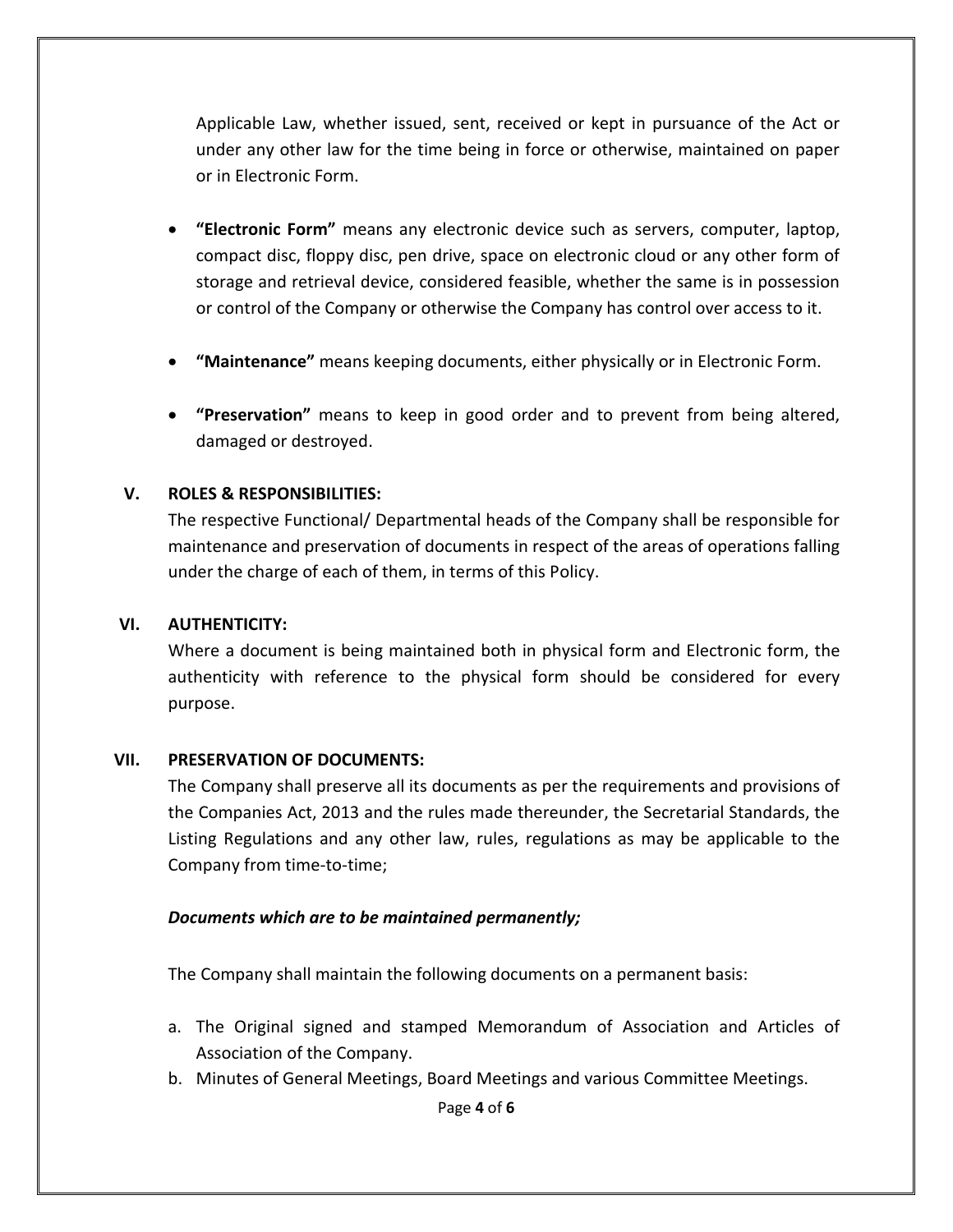Applicable Law, whether issued, sent, received or kept in pursuance of the Act or under any other law for the time being in force or otherwise, maintained on paper or in Electronic Form.

- **"Electronic Form"** means any electronic device such as servers, computer, laptop, compact disc, floppy disc, pen drive, space on electronic cloud or any other form of storage and retrieval device, considered feasible, whether the same is in possession or control of the Company or otherwise the Company has control over access to it.

- **"Maintenance"** means keeping documents, either physically or in Electronic Form.

- **"Preservation"** means to keep in good order and to prevent from being altered, damaged or destroyed.

## V. ROLES & RESPONSIBILITIES:

The respective Functional/ Departmental heads of the Company shall be responsible for maintenance and preservation of documents in respect of the areas of operations falling under the charge of each of them, in terms of this Policy.

## VI. AUTHENTICITY:

Where a document is being maintained both in physical form and Electronic form, the authenticity with reference to the physical form should be considered for every purpose.

## VII. PRESERVATION OF DOCUMENTS:

The Company shall preserve all its documents as per the requirements and provisions of the Companies Act, 2013 and the rules made thereunder, the Secretarial Standards, the Listing Regulations and any other law, rules, regulations as may be applicable to the Company from time-to-time;

***Documents which are to be maintained permanently;***

The Company shall maintain the following documents on a permanent basis:

a. The Original signed and stamped Memorandum of Association and Articles of Association of the Company.
b. Minutes of General Meetings, Board Meetings and various Committee Meetings.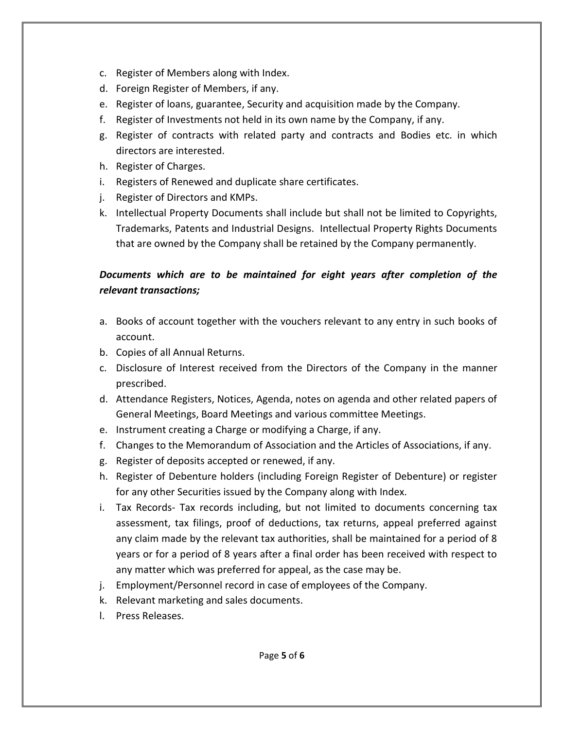c. Register of Members along with Index.
d. Foreign Register of Members, if any.
e. Register of loans, guarantee, Security and acquisition made by the Company.
f. Register of Investments not held in its own name by the Company, if any.
g. Register of contracts with related party and contracts and Bodies etc. in which directors are interested.
h. Register of Charges.
i. Registers of Renewed and duplicate share certificates.
j. Register of Directors and KMPs.
k. Intellectual Property Documents shall include but shall not be limited to Copyrights, Trademarks, Patents and Industrial Designs. Intellectual Property Rights Documents that are owned by the Company shall be retained by the Company permanently.

***Documents which are to be maintained for eight years after completion of the relevant transactions;***

a. Books of account together with the vouchers relevant to any entry in such books of account.
b. Copies of all Annual Returns.
c. Disclosure of Interest received from the Directors of the Company in the manner prescribed.
d. Attendance Registers, Notices, Agenda, notes on agenda and other related papers of General Meetings, Board Meetings and various committee Meetings.
e. Instrument creating a Charge or modifying a Charge, if any.
f. Changes to the Memorandum of Association and the Articles of Associations, if any.
g. Register of deposits accepted or renewed, if any.
h. Register of Debenture holders (including Foreign Register of Debenture) or register for any other Securities issued by the Company along with Index.
i. Tax Records- Tax records including, but not limited to documents concerning tax assessment, tax filings, proof of deductions, tax returns, appeal preferred against any claim made by the relevant tax authorities, shall be maintained for a period of 8 years or for a period of 8 years after a final order has been received with respect to any matter which was preferred for appeal, as the case may be.
j. Employment/Personnel record in case of employees of the Company.
k. Relevant marketing and sales documents.
l. Press Releases.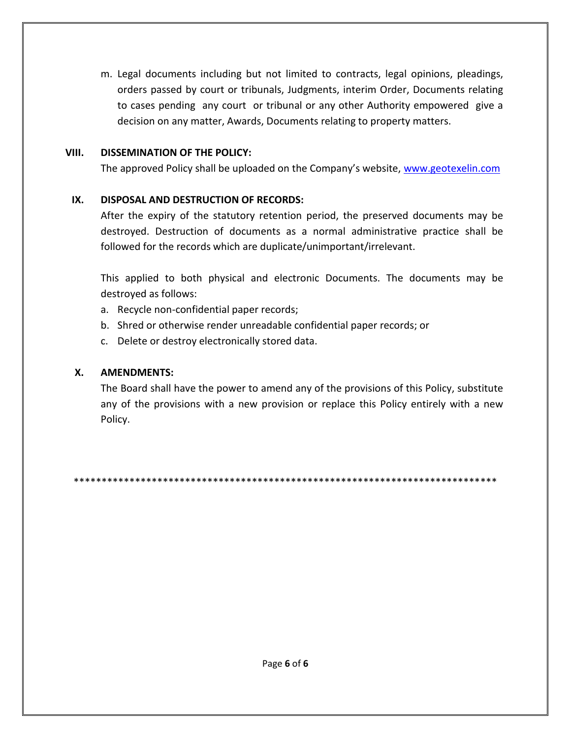m. Legal documents including but not limited to contracts, legal opinions, pleadings, orders passed by court or tribunals, Judgments, interim Order, Documents relating to cases pending any court or tribunal or any other Authority empowered give a decision on any matter, Awards, Documents relating to property matters.

## VIII. DISSEMINATION OF THE POLICY:

The approved Policy shall be uploaded on the Company's website, [www.geotexelin.com](http://www.geotexelin.com)

## IX. DISPOSAL AND DESTRUCTION OF RECORDS:

After the expiry of the statutory retention period, the preserved documents may be destroyed. Destruction of documents as a normal administrative practice shall be followed for the records which are duplicate/unimportant/irrelevant.

This applied to both physical and electronic Documents. The documents may be destroyed as follows:

a. Recycle non-confidential paper records;
b. Shred or otherwise render unreadable confidential paper records; or
c. Delete or destroy electronically stored data.

## X. AMENDMENTS:

The Board shall have the power to amend any of the provisions of this Policy, substitute any of the provisions with a new provision or replace this Policy entirely with a new Policy.

*****************************************************************************